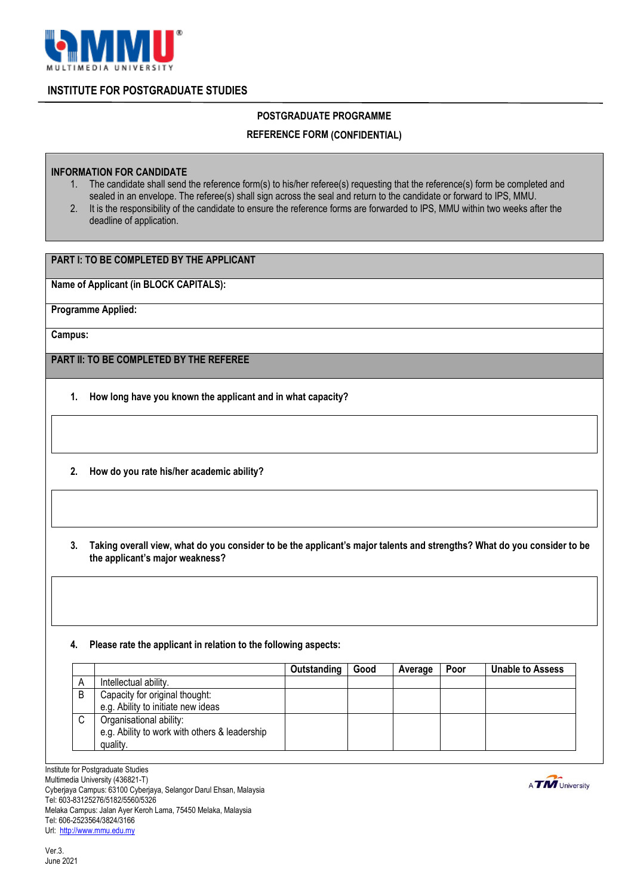MULTIMEDIA UNIVERSITY

## INSTITUTE FOR POSTGRADUATE STUDIES

### POSTGRADUATE PROGRAMME

### REFERENCE FORM (CONFIDENTIAL)

**INFORMATION FOR CANDIDATE**

1. The candidate shall send the reference form(s) to his/her referee(s) requesting that the reference(s) form be completed and sealed in an envelope. The referee(s) shall sign across the seal and return to the candidate or forward to IPS, MMU.
2. It is the responsibility of the candidate to ensure the reference forms are forwarded to IPS, MMU within two weeks after the deadline of application.

**PART I: TO BE COMPLETED BY THE APPLICANT**

**Name of Applicant (in BLOCK CAPITALS):**

**Programme Applied:**

**Campus:**

**PART II: TO BE COMPLETED BY THE REFEREE**

1. **How long have you known the applicant and in what capacity?**

2. **How do you rate his/her academic ability?**

3. **Taking overall view, what do you consider to be the applicant's major talents and strengths? What do you consider to be the applicant's major weakness?**

4. **Please rate the applicant in relation to the following aspects:**

| | | Outstanding | Good | Average | Poor | Unable to Assess |
|---|---|---|---|---|---|---|
| A | Intellectual ability. | | | | | |
| B | Capacity for original thought: e.g. Ability to initiate new ideas | | | | | |
| C | Organisational ability: e.g. Ability to work with others & leadership quality. | | | | | |

Institute for Postgraduate Studies
Multimedia University (436821-T)
Cyberjaya Campus: 63100 Cyberjaya, Selangor Darul Ehsan, Malaysia
Tel: 603-83125276/5182/5560/5326
Melaka Campus: Jalan Ayer Keroh Lama, 75450 Melaka, Malaysia
Tel: 606-2523564/3824/3166
Url: http://www.mmu.edu.my

A TM University

Ver.3.
June 2021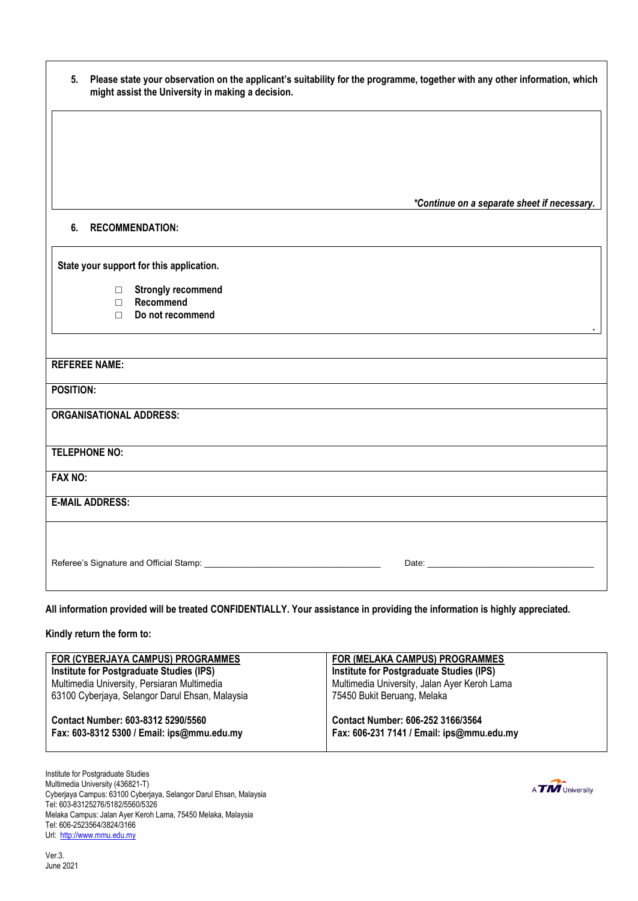**5. Please state your observation on the applicant's suitability for the programme, together with any other information, which might assist the University in making a decision.**

*\*Continue on a separate sheet if necessary.*

**6. RECOMMENDATION:**

**State your support for this application.**

- ☐ **Strongly recommend**
- ☐ **Recommend**
- ☐ **Do not recommend**

| | |
|---|---|
| **REFEREE NAME:** | |
| **POSITION:** | |
| **ORGANISATIONAL ADDRESS:** | |
| **TELEPHONE NO:** | |
| **FAX NO:** | |
| **E-MAIL ADDRESS:** | |

Referee's Signature and Official Stamp: ____________________________________ Date: ___________________________________

**All information provided will be treated CONFIDENTIALLY. Your assistance in providing the information is highly appreciated.**

**Kindly return the form to:**

| **FOR (CYBERJAYA CAMPUS) PROGRAMMES** | **FOR (MELAKA CAMPUS) PROGRAMMES** |
|---|---|
| **Institute for Postgraduate Studies (IPS)**<br>Multimedia University, Persiaran Multimedia<br>63100 Cyberjaya, Selangor Darul Ehsan, Malaysia<br><br>**Contact Number: 603-8312 5290/5560**<br>**Fax: 603-8312 5300 / Email: ips@mmu.edu.my** | **Institute for Postgraduate Studies (IPS)**<br>Multimedia University, Jalan Ayer Keroh Lama<br>75450 Bukit Beruang, Melaka<br><br>**Contact Number: 606-252 3166/3564**<br>**Fax: 606-231 7141 / Email: ips@mmu.edu.my** |

Institute for Postgraduate Studies
Multimedia University (436821-T)
Cyberjaya Campus: 63100 Cyberjaya, Selangor Darul Ehsan, Malaysia
Tel: 603-83125276/5182/5560/5326
Melaka Campus: Jalan Ayer Keroh Lama, 75450 Melaka, Malaysia
Tel: 606-2523564/3824/3166
Url: http://www.mmu.edu.my

A TM University

Ver.3.
June 2021